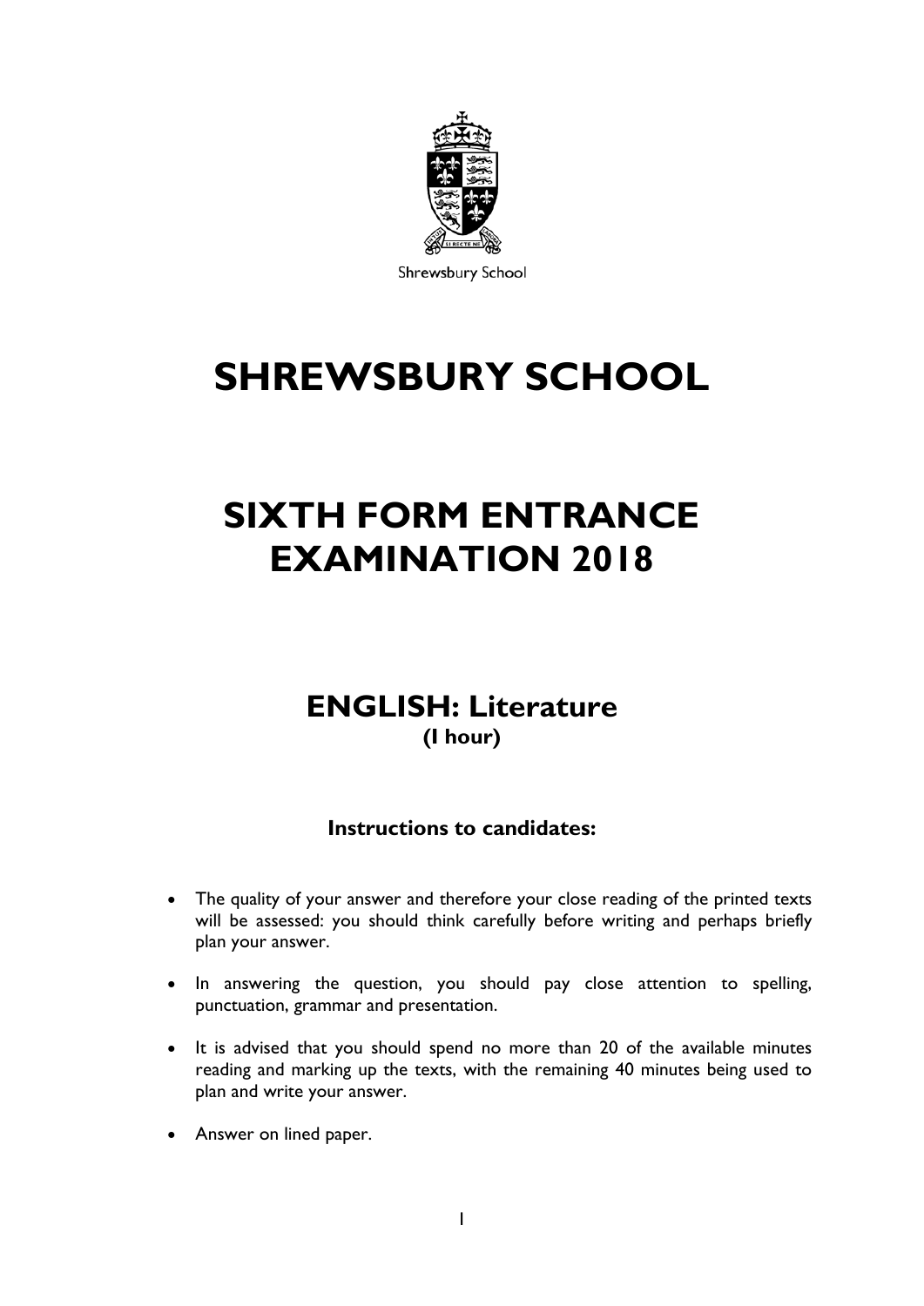Shrewsbury School

# SHREWSBURY SCHOOL

# SIXTH FORM ENTRANCE EXAMINATION 2018

## ENGLISH: Literature

**(I hour)**

### Instructions to candidates:

- The quality of your answer and therefore your close reading of the printed texts will be assessed: you should think carefully before writing and perhaps briefly plan your answer.
- In answering the question, you should pay close attention to spelling, punctuation, grammar and presentation.
- It is advised that you should spend no more than 20 of the available minutes reading and marking up the texts, with the remaining 40 minutes being used to plan and write your answer.
- Answer on lined paper.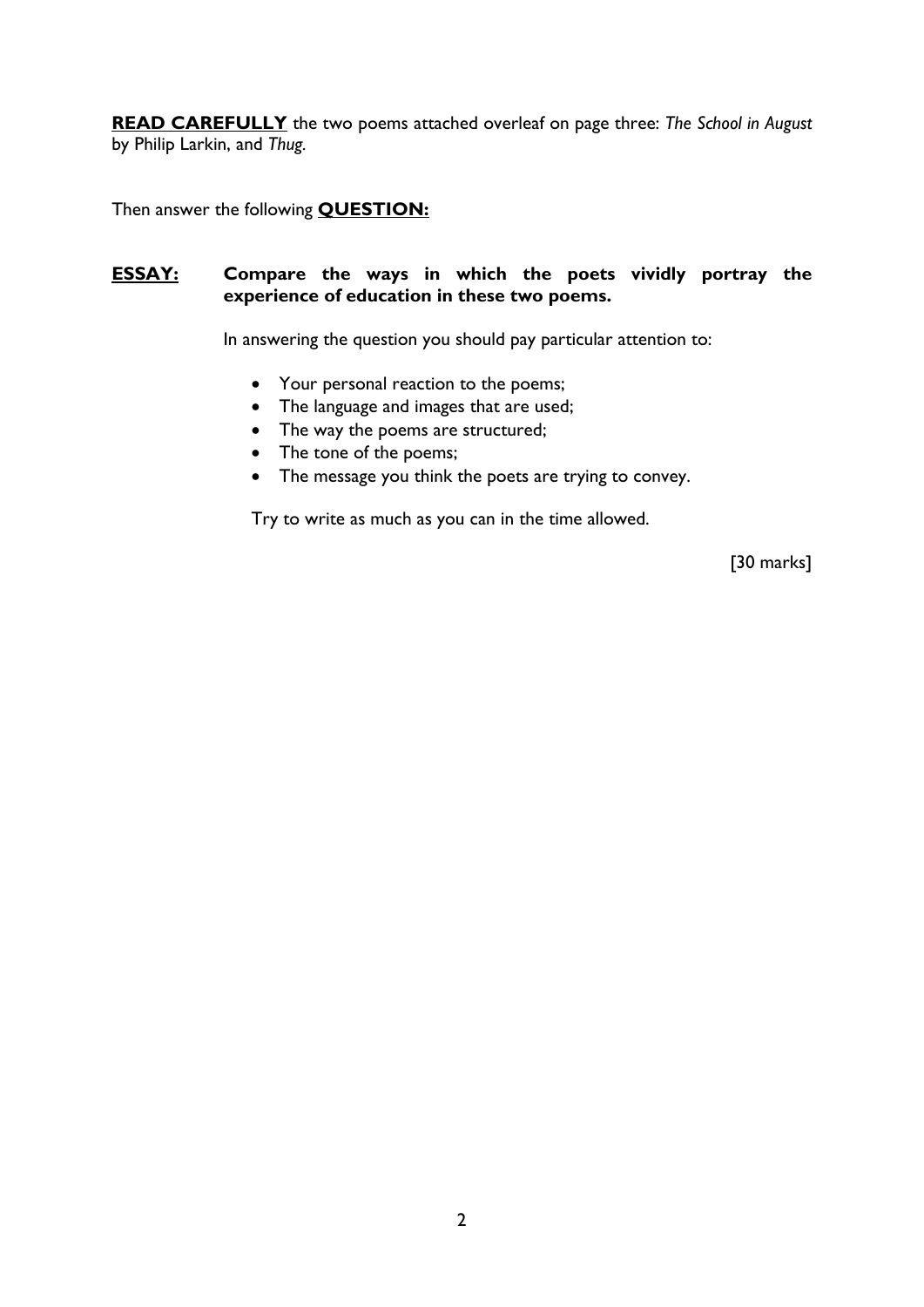**READ CAREFULLY** the two poems attached overleaf on page three: *The School in August* by Philip Larkin, and *Thug*.

Then answer the following **QUESTION:**

**ESSAY:** **Compare the ways in which the poets vividly portray the experience of education in these two poems.**

In answering the question you should pay particular attention to:

- Your personal reaction to the poems;
- The language and images that are used;
- The way the poems are structured;
- The tone of the poems;
- The message you think the poets are trying to convey.

Try to write as much as you can in the time allowed.

[30 marks]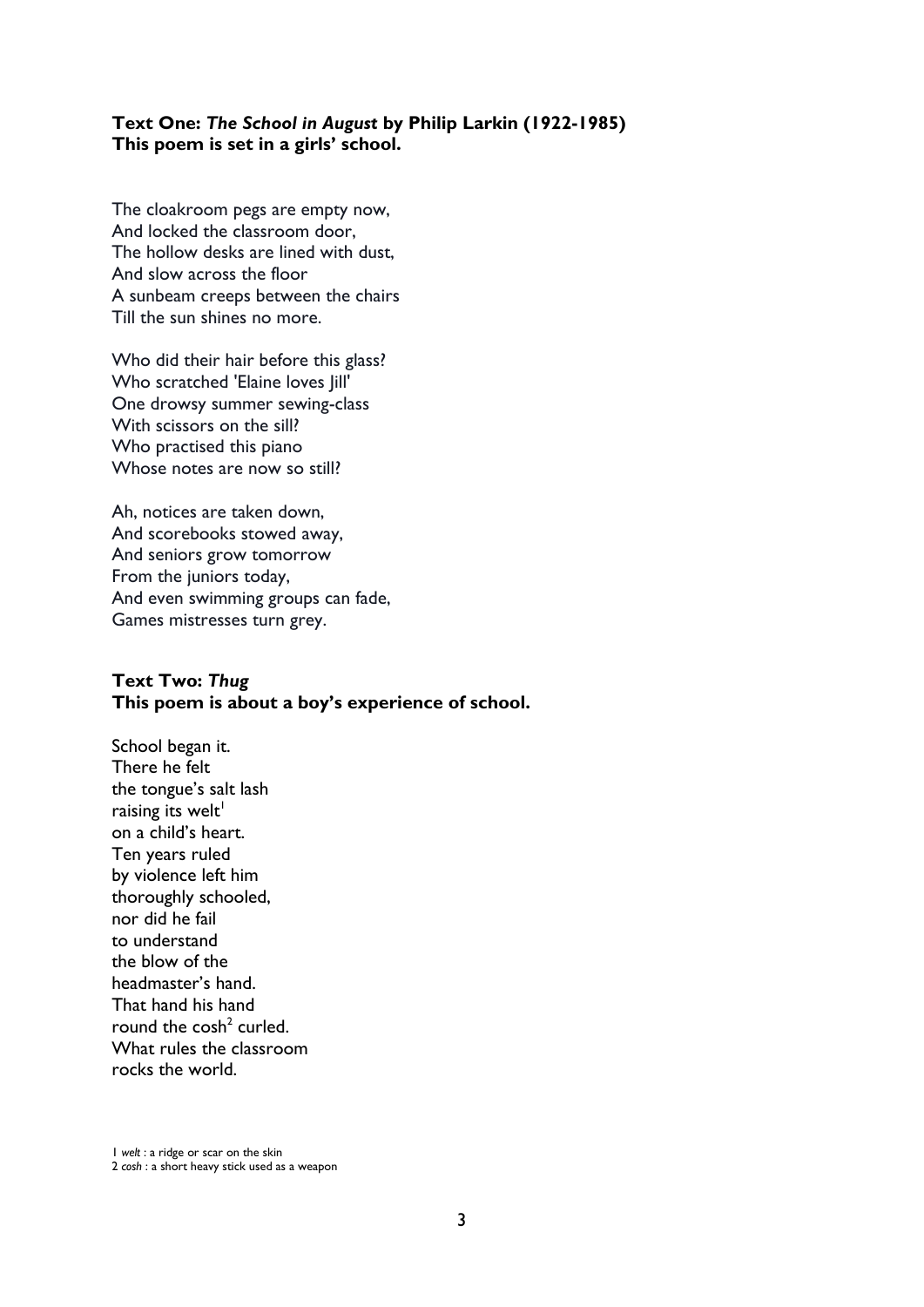**Text One: *The School in August* by Philip Larkin (1922-1985)**
**This poem is set in a girls' school.**

The cloakroom pegs are empty now,
And locked the classroom door,
The hollow desks are lined with dust,
And slow across the floor
A sunbeam creeps between the chairs
Till the sun shines no more.

Who did their hair before this glass?
Who scratched 'Elaine loves Jill'
One drowsy summer sewing-class
With scissors on the sill?
Who practised this piano
Whose notes are now so still?

Ah, notices are taken down,
And scorebooks stowed away,
And seniors grow tomorrow
From the juniors today,
And even swimming groups can fade,
Games mistresses turn grey.

**Text Two: *Thug***
**This poem is about a boy's experience of school.**

School began it.
There he felt
the tongue's salt lash
raising its welt[1]
on a child's heart.
Ten years ruled
by violence left him
thoroughly schooled,
nor did he fail
to understand
the blow of the
headmaster's hand.
That hand his hand
round the cosh[2] curled.
What rules the classroom
rocks the world.

1 *welt* : a ridge or scar on the skin
2 *cosh* : a short heavy stick used as a weapon